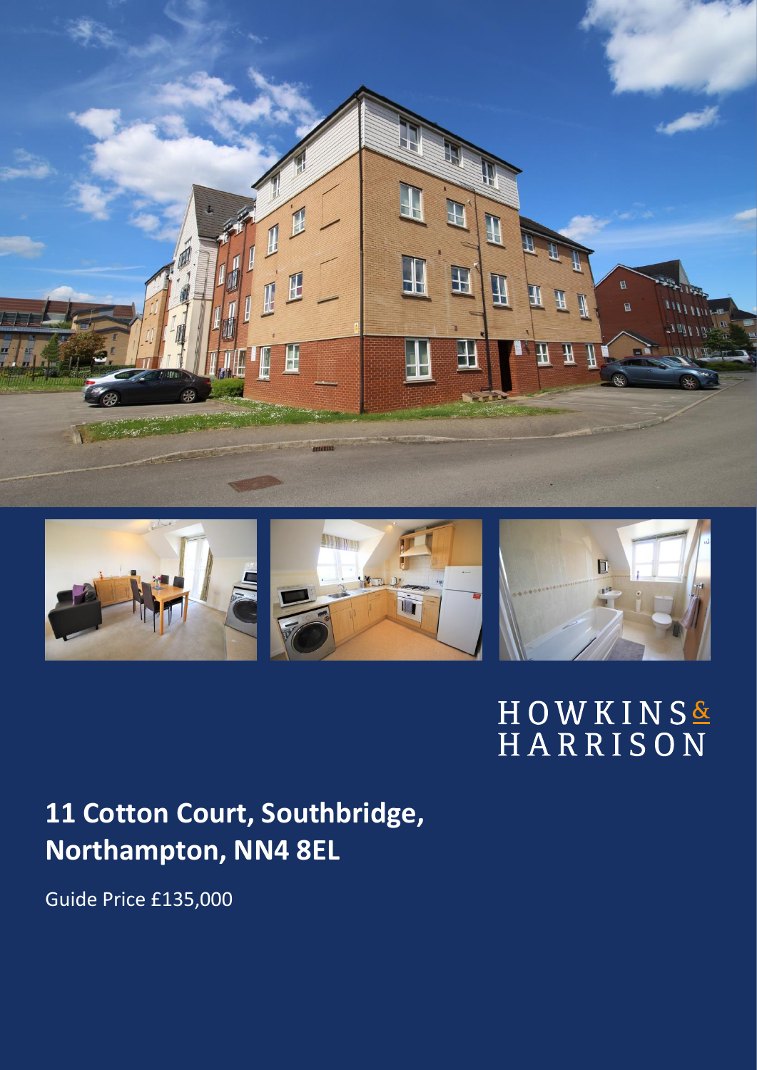HOWKINS & HARRISON

# 11 Cotton Court, Southbridge, Northampton, NN4 8EL

Guide Price £135,000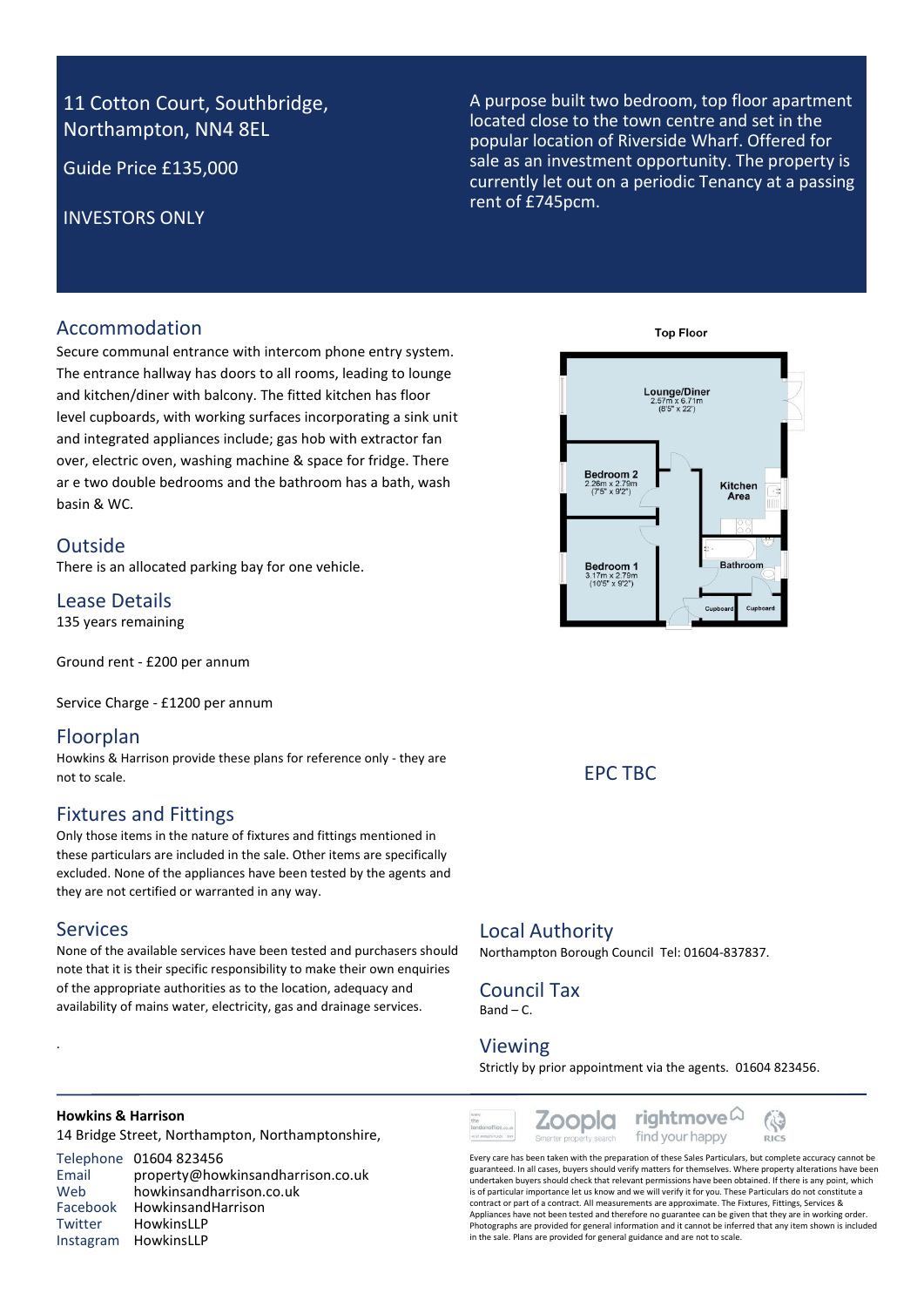11 Cotton Court, Southbridge, Northampton, NN4 8EL

Guide Price £135,000

INVESTORS ONLY

A purpose built two bedroom, top floor apartment located close to the town centre and set in the popular location of Riverside Wharf. Offered for sale as an investment opportunity. The property is currently let out on a periodic Tenancy at a passing rent of £745pcm.

## Accommodation

Secure communal entrance with intercom phone entry system. The entrance hallway has doors to all rooms, leading to lounge and kitchen/diner with balcony. The fitted kitchen has floor level cupboards, with working surfaces incorporating a sink unit and integrated appliances include; gas hob with extractor fan over, electric oven, washing machine & space for fridge. There ar e two double bedrooms and the bathroom has a bath, wash basin & WC.

## Outside

There is an allocated parking bay for one vehicle.

## Lease Details

135 years remaining

Ground rent - £200 per annum

Service Charge - £1200 per annum

## Floorplan

Howkins & Harrison provide these plans for reference only - they are not to scale.

Top Floor

Lounge/Diner
2.57m x 6.71m
(8'5" x 22')

Bedroom 2
2.26m x 2.79m
(7'5" x 9'2")

Kitchen Area

Bedroom 1
3.17m x 2.79m
(10'5" x 9'2")

Bathroom

Cupboard

Cupboard

EPC TBC

## Fixtures and Fittings

Only those items in the nature of fixtures and fittings mentioned in these particulars are included in the sale. Other items are specifically excluded. None of the appliances have been tested by the agents and they are not certified or warranted in any way.

## Services

None of the available services have been tested and purchasers should note that it is their specific responsibility to make their own enquiries of the appropriate authorities as to the location, adequacy and availability of mains water, electricity, gas and drainage services.

## Local Authority

Northampton Borough Council Tel: 01604-837837.

## Council Tax

Band – C.

## Viewing

Strictly by prior appointment via the agents. 01604 823456.

**Howkins & Harrison**

14 Bridge Street, Northampton, Northamptonshire,

Telephone 01604 823456
Email property@howkinsandharrison.co.uk
Web howkinsandharrison.co.uk
Facebook HowkinsandHarrison
Twitter HowkinsLLP
Instagram HowkinsLLP

Every care has been taken with the preparation of these Sales Particulars, but complete accuracy cannot be guaranteed. In all cases, buyers should verify matters for themselves. Where property alterations have been undertaken buyers should check that relevant permissions have been obtained. If there is any point, which is of particular importance let us know and we will verify it for you. These Particulars do not constitute a contract or part of a contract. All measurements are approximate. The Fixtures, Fittings, Services & Appliances have not been tested and therefore no guarantee can be given that they are in working order. Photographs are provided for general information and it cannot be inferred that any item shown is included in the sale. Plans are provided for general guidance and are not to scale.